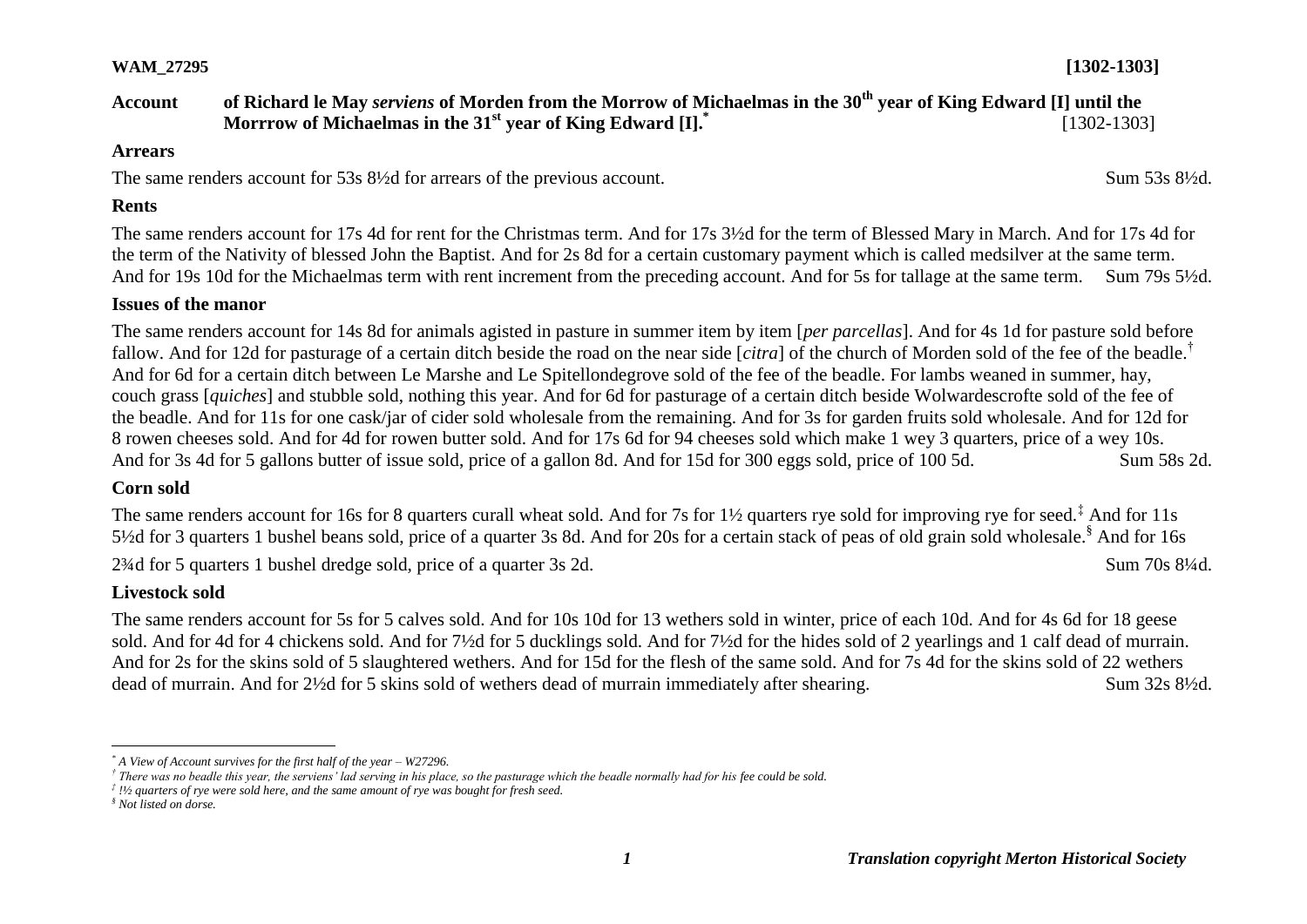WAM_27295 [1302-1303]

**Account of Richard le May *serviens* of Morden from the Morrow of Michaelmas in the 30th year of King Edward [I] until the Morrrow of Michaelmas in the 31st year of King Edward [I].*** [1302-1303]

## Arrears

The same renders account for 53s 8½d for arrears of the previous account. Sum 53s 8½d.

## Rents

The same renders account for 17s 4d for rent for the Christmas term. And for 17s 3½d for the term of Blessed Mary in March. And for 17s 4d for the term of the Nativity of blessed John the Baptist. And for 2s 8d for a certain customary payment which is called medsilver at the same term. And for 19s 10d for the Michaelmas term with rent increment from the preceding account. And for 5s for tallage at the same term. Sum 79s 5½d.

## Issues of the manor

The same renders account for 14s 8d for animals agisted in pasture in summer item by item [*per parcellas*]. And for 4s 1d for pasture sold before fallow. And for 12d for pasturage of a certain ditch beside the road on the near side [*citra*] of the church of Morden sold of the fee of the beadle.† And for 6d for a certain ditch between Le Marshe and Le Spitellondegrove sold of the fee of the beadle. For lambs weaned in summer, hay, couch grass [*quiches*] and stubble sold, nothing this year. And for 6d for pasturage of a certain ditch beside Wolwardescrofte sold of the fee of the beadle. And for 11s for one cask/jar of cider sold wholesale from the remaining. And for 3s for garden fruits sold wholesale. And for 12d for 8 rowen cheeses sold. And for 4d for rowen butter sold. And for 17s 6d for 94 cheeses sold which make 1 wey 3 quarters, price of a wey 10s. And for 3s 4d for 5 gallons butter of issue sold, price of a gallon 8d. And for 15d for 300 eggs sold, price of 100 5d. Sum 58s 2d.

## Corn sold

The same renders account for 16s for 8 quarters curall wheat sold. And for 7s for 1½ quarters rye sold for improving rye for seed.‡ And for 11s 5½d for 3 quarters 1 bushel beans sold, price of a quarter 3s 8d. And for 20s for a certain stack of peas of old grain sold wholesale.§ And for 16s 2¾d for 5 quarters 1 bushel dredge sold, price of a quarter 3s 2d. Sum 70s 8¼d.

## Livestock sold

The same renders account for 5s for 5 calves sold. And for 10s 10d for 13 wethers sold in winter, price of each 10d. And for 4s 6d for 18 geese sold. And for 4d for 4 chickens sold. And for 7½d for 5 ducklings sold. And for 7½d for the hides sold of 2 yearlings and 1 calf dead of murrain. And for 2s for the skins sold of 5 slaughtered wethers. And for 15d for the flesh of the same sold. And for 7s 4d for the skins sold of 22 wethers dead of murrain. And for 2½d for 5 skins sold of wethers dead of murrain immediately after shearing. Sum 32s 8½d.

---

\* *A View of Account survives for the first half of the year – W27296.*

† *There was no beadle this year, the serviens' lad serving in his place, so the pasturage which the beadle normally had for his fee could be sold.*

‡ *1½ quarters of rye were sold here, and the same amount of rye was bought for fresh seed.*

§ *Not listed on dorse.*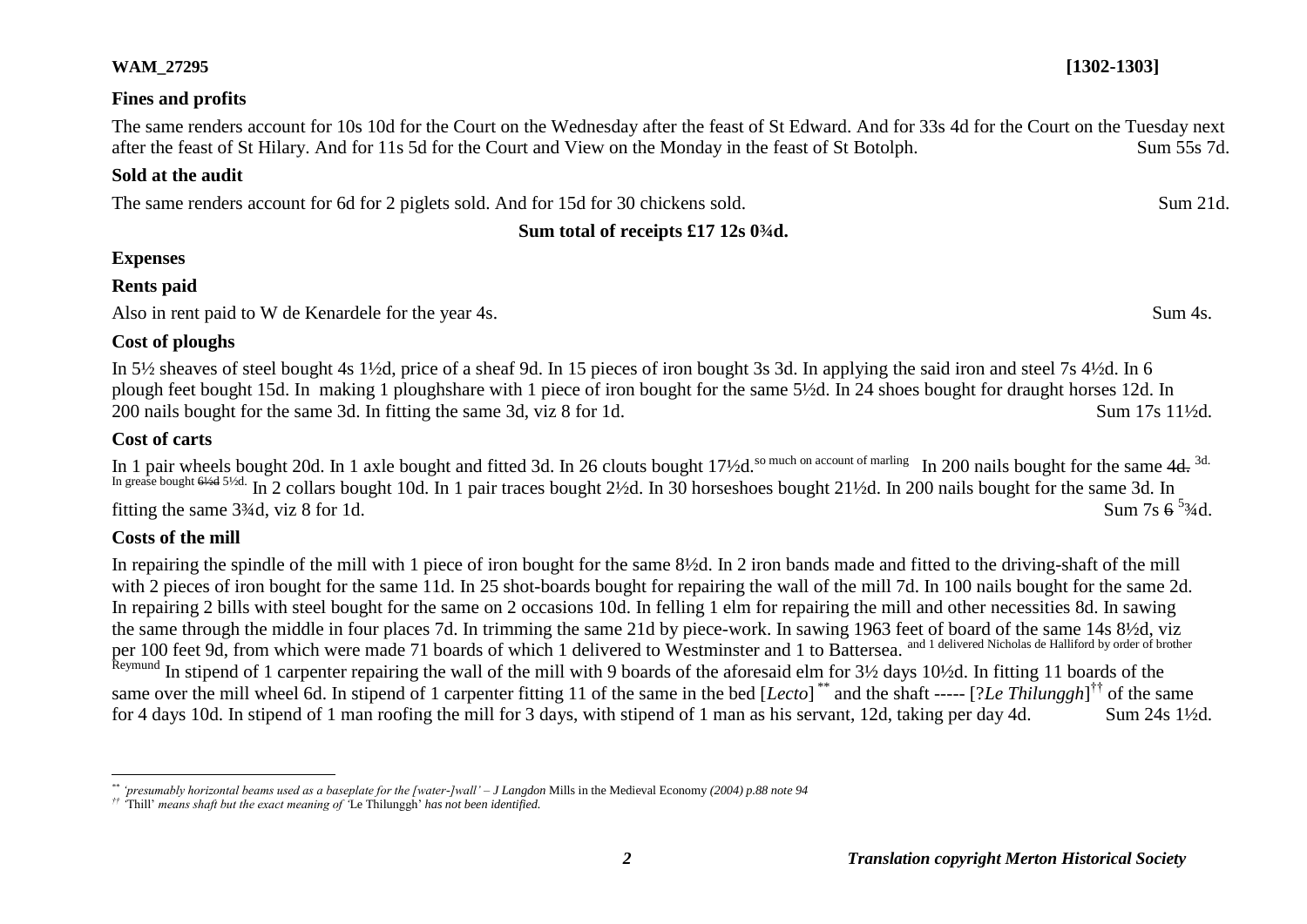**WAM_27295** **[1302-1303]**

**Fines and profits**

The same renders account for 10s 10d for the Court on the Wednesday after the feast of St Edward. And for 33s 4d for the Court on the Tuesday next after the feast of St Hilary. And for 11s 5d for the Court and View on the Monday in the feast of St Botolph. Sum 55s 7d.

**Sold at the audit**

The same renders account for 6d for 2 piglets sold. And for 15d for 30 chickens sold. Sum 21d.

**Sum total of receipts £17 12s 0¾d.**

**Expenses**

**Rents paid**

Also in rent paid to W de Kenardele for the year 4s. Sum 4s.

**Cost of ploughs**

In 5½ sheaves of steel bought 4s 1½d, price of a sheaf 9d. In 15 pieces of iron bought 3s 3d. In applying the said iron and steel 7s 4½d. In 6 plough feet bought 15d. In making 1 ploughshare with 1 piece of iron bought for the same 5½d. In 24 shoes bought for draught horses 12d. In 200 nails bought for the same 3d. In fitting the same 3d, viz 8 for 1d. Sum 17s 11½d.

**Cost of carts**

In 1 pair wheels bought 20d. In 1 axle bought and fitted 3d. In 26 clouts bought 17½d. so much on account of marling In 200 nails bought for the same ~~4d.~~ 3d. In grease bought ~~6½d~~ 5½d. In 2 collars bought 10d. In 1 pair traces bought 2½d. In 30 horseshoes bought 21½d. In 200 nails bought for the same 3d. In fitting the same 3¾d, viz 8 for 1d. Sum 7s ~~6~~ 5¾d.

**Costs of the mill**

In repairing the spindle of the mill with 1 piece of iron bought for the same 8½d. In 2 iron bands made and fitted to the driving-shaft of the mill with 2 pieces of iron bought for the same 11d. In 25 shot-boards bought for repairing the wall of the mill 7d. In 100 nails bought for the same 2d. In repairing 2 bills with steel bought for the same on 2 occasions 10d. In felling 1 elm for repairing the mill and other necessities 8d. In sawing the same through the middle in four places 7d. In trimming the same 21d by piece-work. In sawing 1963 feet of board of the same 14s 8½d, viz per 100 feet 9d, from which were made 71 boards of which 1 delivered to Westminster and 1 to Battersea. and 1 delivered Nicholas de Halliford by order of brother Reymund In stipend of 1 carpenter repairing the wall of the mill with 9 boards of the aforesaid elm for 3½ days 10½d. In fitting 11 boards of the same over the mill wheel 6d. In stipend of 1 carpenter fitting 11 of the same in the bed [*Lecto*][\*\*] and the shaft ----- [?*Le Thilunggh*][††] of the same for 4 days 10d. In stipend of 1 man roofing the mill for 3 days, with stipend of 1 man as his servant, 12d, taking per day 4d. Sum 24s 1½d.

---

[\*\*] *'presumably horizontal beams used as a baseplate for the [water-]wall' – J Langdon* Mills in the Medieval Economy *(2004) p.88 note 94*

[††] 'Thill' *means shaft but the exact meaning of* 'Le Thilunggh' *has not been identified.*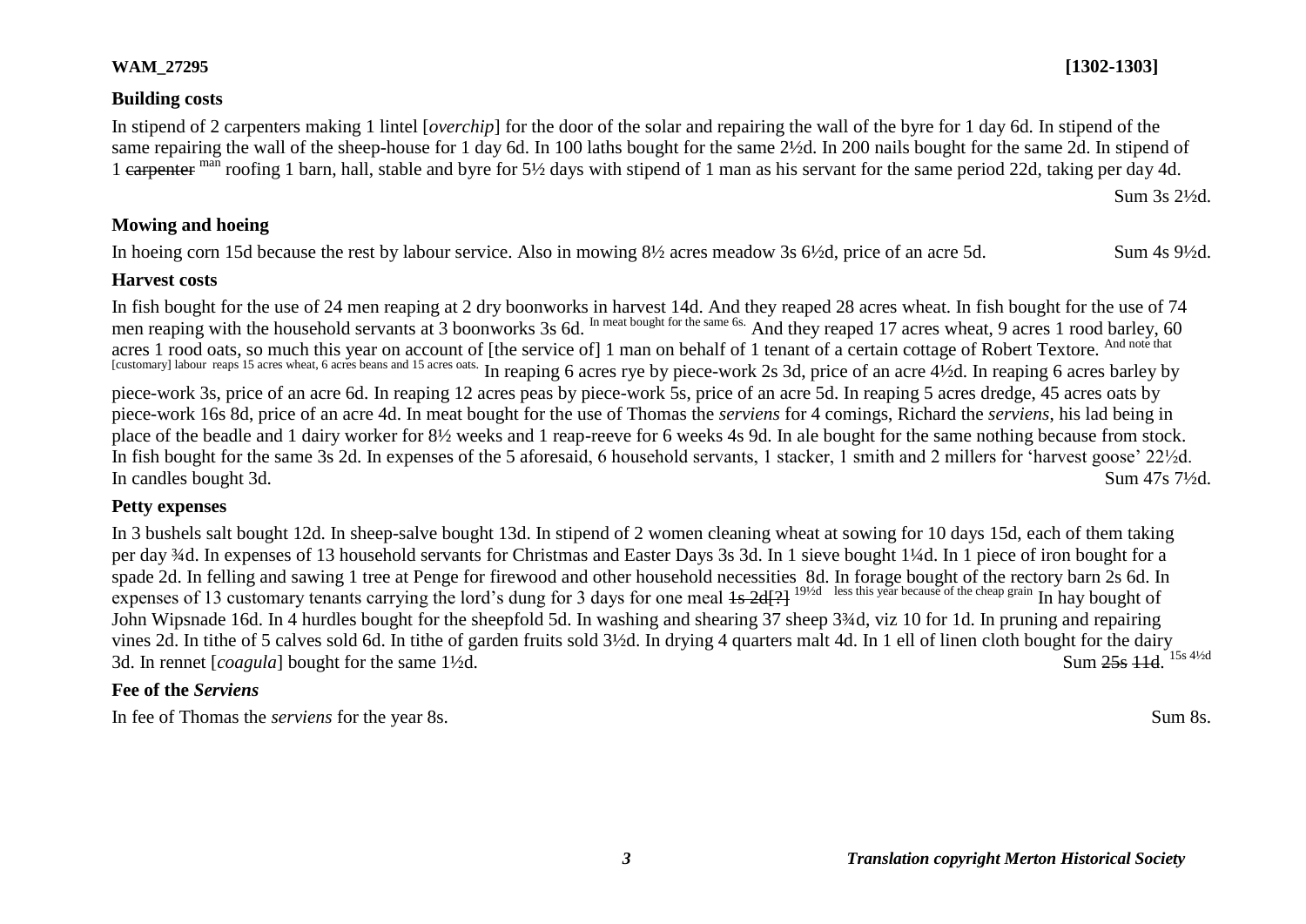**WAM_27295** **[1302-1303]**

## Building costs

In stipend of 2 carpenters making 1 lintel [*overchip*] for the door of the solar and repairing the wall of the byre for 1 day 6d. In stipend of the same repairing the wall of the sheep-house for 1 day 6d. In 100 laths bought for the same 2½d. In 200 nails bought for the same 2d. In stipend of 1 ~~carpenter~~ man roofing 1 barn, hall, stable and byre for 5½ days with stipend of 1 man as his servant for the same period 22d, taking per day 4d.

Sum 3s 2½d.

## Mowing and hoeing

In hoeing corn 15d because the rest by labour service. Also in mowing 8½ acres meadow 3s 6½d, price of an acre 5d. Sum 4s 9½d.

## Harvest costs

In fish bought for the use of 24 men reaping at 2 dry boonworks in harvest 14d. And they reaped 28 acres wheat. In fish bought for the use of 74 men reaping with the household servants at 3 boonworks 3s 6d. In meat bought for the same 6s. And they reaped 17 acres wheat, 9 acres 1 rood barley, 60 acres 1 rood oats, so much this year on account of [the service of] 1 man on behalf of 1 tenant of a certain cottage of Robert Textore. And note that [customary] labour reaps 15 acres wheat, 6 acres beans and 15 acres oats. In reaping 6 acres rye by piece-work 2s 3d, price of an acre 4½d. In reaping 6 acres barley by piece-work 3s, price of an acre 6d. In reaping 12 acres peas by piece-work 5s, price of an acre 5d. In reaping 5 acres dredge, 45 acres oats by piece-work 16s 8d, price of an acre 4d. In meat bought for the use of Thomas the *serviens* for 4 comings, Richard the *serviens*, his lad being in place of the beadle and 1 dairy worker for 8½ weeks and 1 reap-reeve for 6 weeks 4s 9d. In ale bought for the same nothing because from stock. In fish bought for the same 3s 2d. In expenses of the 5 aforesaid, 6 household servants, 1 stacker, 1 smith and 2 millers for 'harvest goose' 22½d. In candles bought 3d. Sum 47s 7½d.

## Petty expenses

In 3 bushels salt bought 12d. In sheep-salve bought 13d. In stipend of 2 women cleaning wheat at sowing for 10 days 15d, each of them taking per day ¾d. In expenses of 13 household servants for Christmas and Easter Days 3s 3d. In 1 sieve bought 1¼d. In 1 piece of iron bought for a spade 2d. In felling and sawing 1 tree at Penge for firewood and other household necessities 8d. In forage bought of the rectory barn 2s 6d. In expenses of 13 customary tenants carrying the lord's dung for 3 days for one meal ~~1s 2d[?]~~ 19½d less this year because of the cheap grain In hay bought of John Wipsnade 16d. In 4 hurdles bought for the sheepfold 5d. In washing and shearing 37 sheep 3¾d, viz 10 for 1d. In pruning and repairing vines 2d. In tithe of 5 calves sold 6d. In tithe of garden fruits sold 3½d. In drying 4 quarters malt 4d. In 1 ell of linen cloth bought for the dairy 3d. In rennet [*coagula*] bought for the same 1½d. Sum ~~25s~~ ~~11d~~. 15s 4½d

## Fee of the *Serviens*

In fee of Thomas the *serviens* for the year 8s. Sum 8s.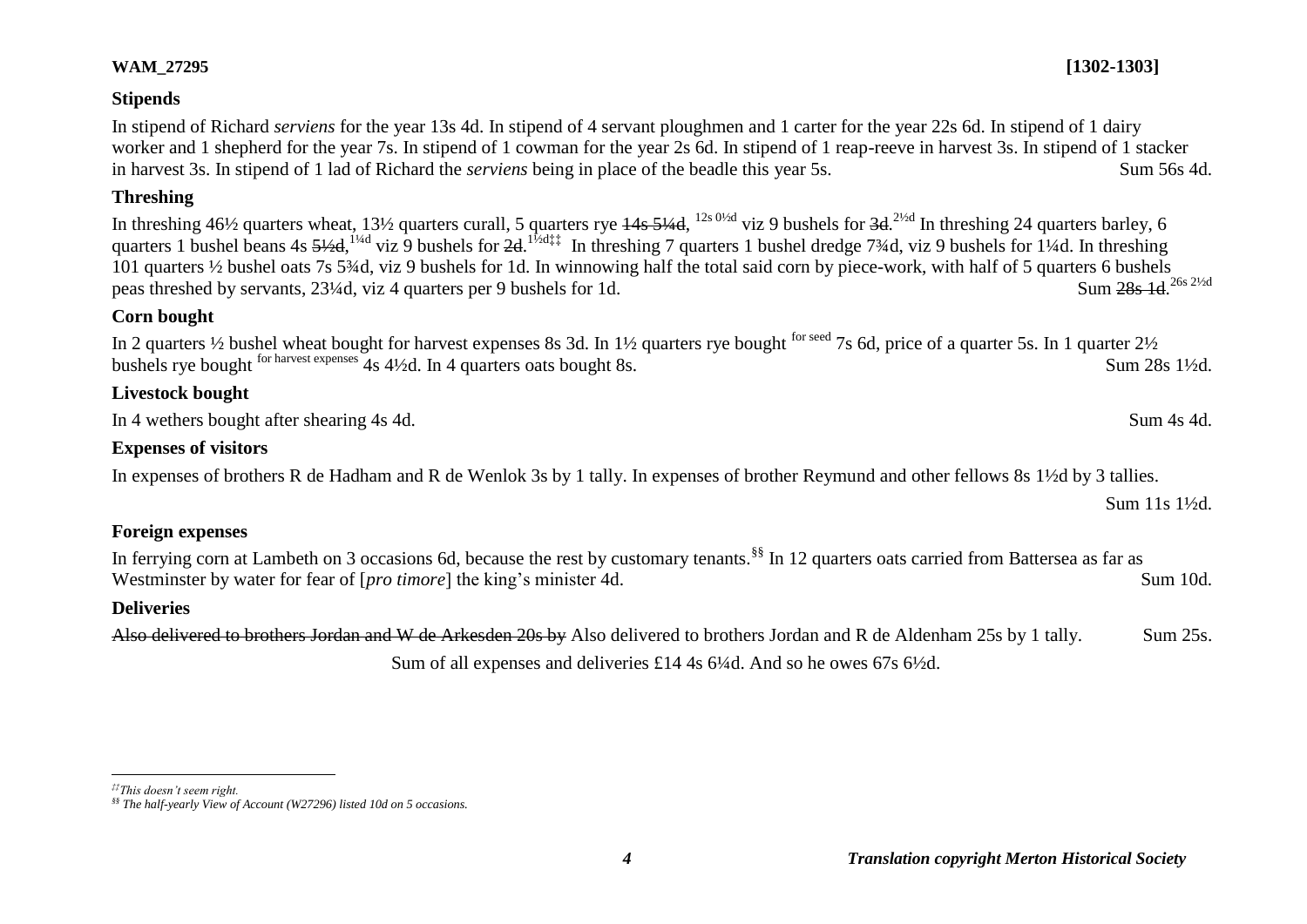**WAM_27295** **[1302-1303]**

## Stipends

In stipend of Richard *serviens* for the year 13s 4d. In stipend of 4 servant ploughmen and 1 carter for the year 22s 6d. In stipend of 1 dairy worker and 1 shepherd for the year 7s. In stipend of 1 cowman for the year 2s 6d. In stipend of 1 reap-reeve in harvest 3s. In stipend of 1 stacker in harvest 3s. In stipend of 1 lad of Richard the *serviens* being in place of the beadle this year 5s. Sum 56s 4d.

## Threshing

In threshing 46½ quarters wheat, 13½ quarters curall, 5 quarters rye ~~14s 5¼d~~, 12s 0½d viz 9 bushels for ~~3d~~. 2½d In threshing 24 quarters barley, 6 quarters 1 bushel beans 4s ~~5½d~~, 1¼d viz 9 bushels for ~~2d~~. 1½d[‡‡] In threshing 7 quarters 1 bushel dredge 7¾d, viz 9 bushels for 1¼d. In threshing 101 quarters ½ bushel oats 7s 5¾d, viz 9 bushels for 1d. In winnowing half the total said corn by piece-work, with half of 5 quarters 6 bushels peas threshed by servants, 23¼d, viz 4 quarters per 9 bushels for 1d. Sum ~~28s 1d~~. 26s 2½d

## Corn bought

In 2 quarters ½ bushel wheat bought for harvest expenses 8s 3d. In 1½ quarters rye bought for seed 7s 6d, price of a quarter 5s. In 1 quarter 2½ bushels rye bought for harvest expenses 4s 4½d. In 4 quarters oats bought 8s. Sum 28s 1½d.

## Livestock bought

In 4 wethers bought after shearing 4s 4d. Sum 4s 4d.

## Expenses of visitors

In expenses of brothers R de Hadham and R de Wenlok 3s by 1 tally. In expenses of brother Reymund and other fellows 8s 1½d by 3 tallies.

Sum 11s 1½d.

## Foreign expenses

In ferrying corn at Lambeth on 3 occasions 6d, because the rest by customary tenants.[§§] In 12 quarters oats carried from Battersea as far as Westminster by water for fear of [*pro timore*] the king's minister 4d. Sum 10d.

## Deliveries

~~Also delivered to brothers Jordan and W de Arkesden 20s by~~ Also delivered to brothers Jordan and R de Aldenham 25s by 1 tally. Sum 25s.

Sum of all expenses and deliveries £14 4s 6¼d. And so he owes 67s 6½d.

---

[‡‡] *This doesn't seem right.*

[§§] *The half-yearly View of Account (W27296) listed 10d on 5 occasions.*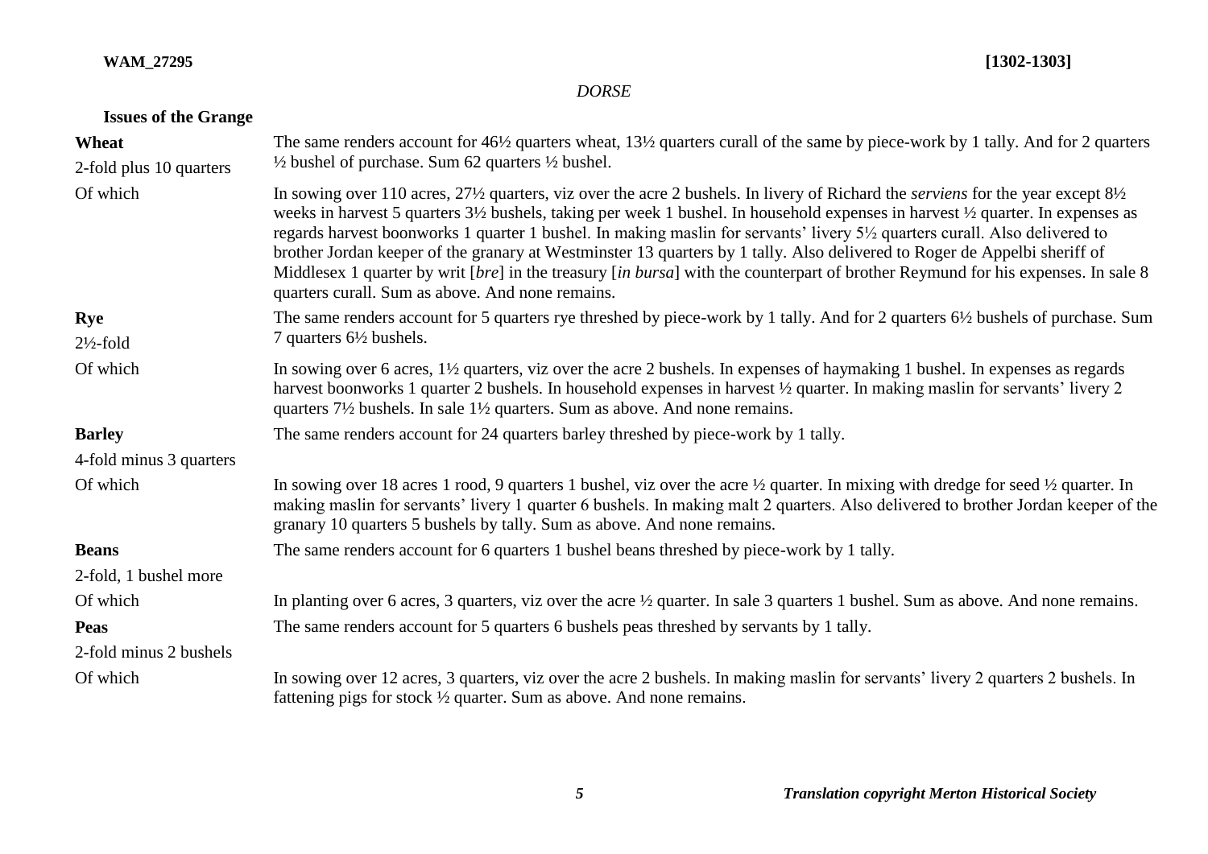*DORSE*

**Issues of the Grange**

| | |
|---|---|
| **Wheat**<br>2-fold plus 10 quarters | The same renders account for 46½ quarters wheat, 13½ quarters curall of the same by piece-work by 1 tally. And for 2 quarters ½ bushel of purchase. Sum 62 quarters ½ bushel. |
| Of which | In sowing over 110 acres, 27½ quarters, viz over the acre 2 bushels. In livery of Richard the *serviens* for the year except 8½ weeks in harvest 5 quarters 3½ bushels, taking per week 1 bushel. In household expenses in harvest ½ quarter. In expenses as regards harvest boonworks 1 quarter 1 bushel. In making maslin for servants' livery 5½ quarters curall. Also delivered to brother Jordan keeper of the granary at Westminster 13 quarters by 1 tally. Also delivered to Roger de Appelbi sheriff of Middlesex 1 quarter by writ [*bre*] in the treasury [*in bursa*] with the counterpart of brother Reymund for his expenses. In sale 8 quarters curall. Sum as above. And none remains. |
| **Rye**<br>2½-fold | The same renders account for 5 quarters rye threshed by piece-work by 1 tally. And for 2 quarters 6½ bushels of purchase. Sum 7 quarters 6½ bushels. |
| Of which | In sowing over 6 acres, 1½ quarters, viz over the acre 2 bushels. In expenses of haymaking 1 bushel. In expenses as regards harvest boonworks 1 quarter 2 bushels. In household expenses in harvest ½ quarter. In making maslin for servants' livery 2 quarters 7½ bushels. In sale 1½ quarters. Sum as above. And none remains. |
| **Barley**<br>4-fold minus 3 quarters | The same renders account for 24 quarters barley threshed by piece-work by 1 tally. |
| Of which | In sowing over 18 acres 1 rood, 9 quarters 1 bushel, viz over the acre ½ quarter. In mixing with dredge for seed ½ quarter. In making maslin for servants' livery 1 quarter 6 bushels. In making malt 2 quarters. Also delivered to brother Jordan keeper of the granary 10 quarters 5 bushels by tally. Sum as above. And none remains. |
| **Beans**<br>2-fold, 1 bushel more | The same renders account for 6 quarters 1 bushel beans threshed by piece-work by 1 tally. |
| Of which | In planting over 6 acres, 3 quarters, viz over the acre ½ quarter. In sale 3 quarters 1 bushel. Sum as above. And none remains. |
| **Peas**<br>2-fold minus 2 bushels | The same renders account for 5 quarters 6 bushels peas threshed by servants by 1 tally. |
| Of which | In sowing over 12 acres, 3 quarters, viz over the acre 2 bushels. In making maslin for servants' livery 2 quarters 2 bushels. In fattening pigs for stock ½ quarter. Sum as above. And none remains. |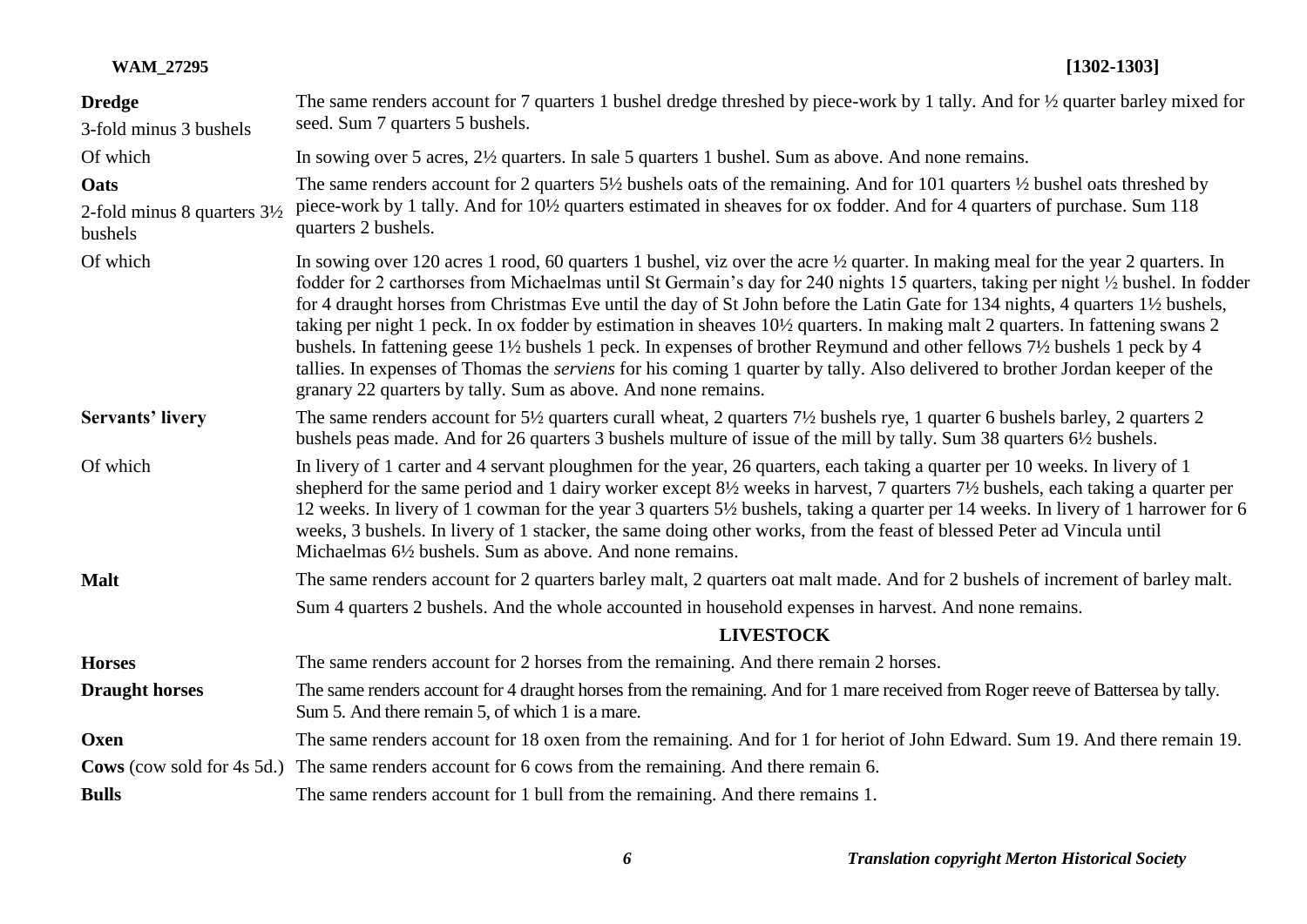| | |
|---|---|
| **Dredge**<br>3-fold minus 3 bushels | The same renders account for 7 quarters 1 bushel dredge threshed by piece-work by 1 tally. And for ½ quarter barley mixed for seed. Sum 7 quarters 5 bushels. |
| Of which | In sowing over 5 acres, 2½ quarters. In sale 5 quarters 1 bushel. Sum as above. And none remains. |
| **Oats**<br>2-fold minus 8 quarters 3½ bushels | The same renders account for 2 quarters 5½ bushels oats of the remaining. And for 101 quarters ½ bushel oats threshed by piece-work by 1 tally. And for 10½ quarters estimated in sheaves for ox fodder. And for 4 quarters of purchase. Sum 118 quarters 2 bushels. |
| Of which | In sowing over 120 acres 1 rood, 60 quarters 1 bushel, viz over the acre ½ quarter. In making meal for the year 2 quarters. In fodder for 2 carthorses from Michaelmas until St Germain's day for 240 nights 15 quarters, taking per night ½ bushel. In fodder for 4 draught horses from Christmas Eve until the day of St John before the Latin Gate for 134 nights, 4 quarters 1½ bushels, taking per night 1 peck. In ox fodder by estimation in sheaves 10½ quarters. In making malt 2 quarters. In fattening swans 2 bushels. In fattening geese 1½ bushels 1 peck. In expenses of brother Reymund and other fellows 7½ bushels 1 peck by 4 tallies. In expenses of Thomas the *serviens* for his coming 1 quarter by tally. Also delivered to brother Jordan keeper of the granary 22 quarters by tally. Sum as above. And none remains. |
| **Servants' livery** | The same renders account for 5½ quarters curall wheat, 2 quarters 7½ bushels rye, 1 quarter 6 bushels barley, 2 quarters 2 bushels peas made. And for 26 quarters 3 bushels multure of issue of the mill by tally. Sum 38 quarters 6½ bushels. |
| Of which | In livery of 1 carter and 4 servant ploughmen for the year, 26 quarters, each taking a quarter per 10 weeks. In livery of 1 shepherd for the same period and 1 dairy worker except 8½ weeks in harvest, 7 quarters 7½ bushels, each taking a quarter per 12 weeks. In livery of 1 cowman for the year 3 quarters 5½ bushels, taking a quarter per 14 weeks. In livery of 1 harrower for 6 weeks, 3 bushels. In livery of 1 stacker, the same doing other works, from the feast of blessed Peter ad Vincula until Michaelmas 6½ bushels. Sum as above. And none remains. |
| **Malt** | The same renders account for 2 quarters barley malt, 2 quarters oat malt made. And for 2 bushels of increment of barley malt.<br>Sum 4 quarters 2 bushels. And the whole accounted in household expenses in harvest. And none remains. |

## LIVESTOCK

| | |
|---|---|
| **Horses** | The same renders account for 2 horses from the remaining. And there remain 2 horses. |
| **Draught horses** | The same renders account for 4 draught horses from the remaining. And for 1 mare received from Roger reeve of Battersea by tally. Sum 5. And there remain 5, of which 1 is a mare. |
| **Oxen** | The same renders account for 18 oxen from the remaining. And for 1 for heriot of John Edward. Sum 19. And there remain 19. |
| **Cows** (cow sold for 4s 5d.) | The same renders account for 6 cows from the remaining. And there remain 6. |
| **Bulls** | The same renders account for 1 bull from the remaining. And there remains 1. |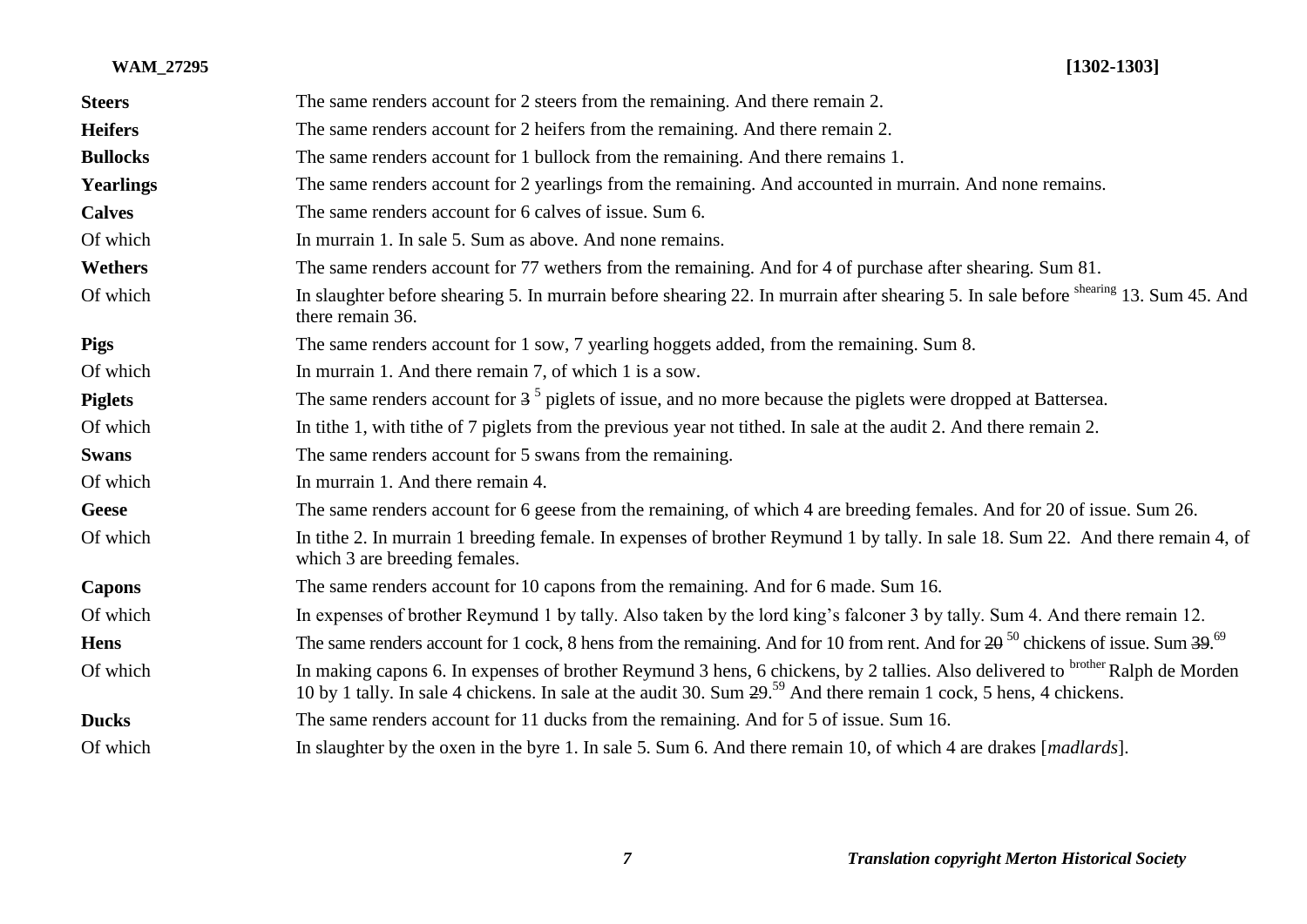| | |
|---|---|
| **Steers** | The same renders account for 2 steers from the remaining. And there remain 2. |
| **Heifers** | The same renders account for 2 heifers from the remaining. And there remain 2. |
| **Bullocks** | The same renders account for 1 bullock from the remaining. And there remains 1. |
| **Yearlings** | The same renders account for 2 yearlings from the remaining. And accounted in murrain. And none remains. |
| **Calves** | The same renders account for 6 calves of issue. Sum 6. |
| Of which | In murrain 1. In sale 5. Sum as above. And none remains. |
| **Wethers** | The same renders account for 77 wethers from the remaining. And for 4 of purchase after shearing. Sum 81. |
| Of which | In slaughter before shearing 5. In murrain before shearing 22. In murrain after shearing 5. In sale before shearing 13. Sum 45. And there remain 36. |
| **Pigs** | The same renders account for 1 sow, 7 yearling hoggets added, from the remaining. Sum 8. |
| Of which | In murrain 1. And there remain 7, of which 1 is a sow. |
| **Piglets** | The same renders account for ~~3~~ 5 piglets of issue, and no more because the piglets were dropped at Battersea. |
| Of which | In tithe 1, with tithe of 7 piglets from the previous year not tithed. In sale at the audit 2. And there remain 2. |
| **Swans** | The same renders account for 5 swans from the remaining. |
| Of which | In murrain 1. And there remain 4. |
| **Geese** | The same renders account for 6 geese from the remaining, of which 4 are breeding females. And for 20 of issue. Sum 26. |
| Of which | In tithe 2. In murrain 1 breeding female. In expenses of brother Reymund 1 by tally. In sale 18. Sum 22. And there remain 4, of which 3 are breeding females. |
| **Capons** | The same renders account for 10 capons from the remaining. And for 6 made. Sum 16. |
| Of which | In expenses of brother Reymund 1 by tally. Also taken by the lord king's falconer 3 by tally. Sum 4. And there remain 12. |
| **Hens** | The same renders account for 1 cock, 8 hens from the remaining. And for 10 from rent. And for ~~20~~ 50 chickens of issue. Sum ~~39~~. 69 |
| Of which | In making capons 6. In expenses of brother Reymund 3 hens, 6 chickens, by 2 tallies. Also delivered to brother Ralph de Morden 10 by 1 tally. In sale 4 chickens. In sale at the audit 30. Sum ~~29~~. 59 And there remain 1 cock, 5 hens, 4 chickens. |
| **Ducks** | The same renders account for 11 ducks from the remaining. And for 5 of issue. Sum 16. |
| Of which | In slaughter by the oxen in the byre 1. In sale 5. Sum 6. And there remain 10, of which 4 are drakes [*madlards*]. |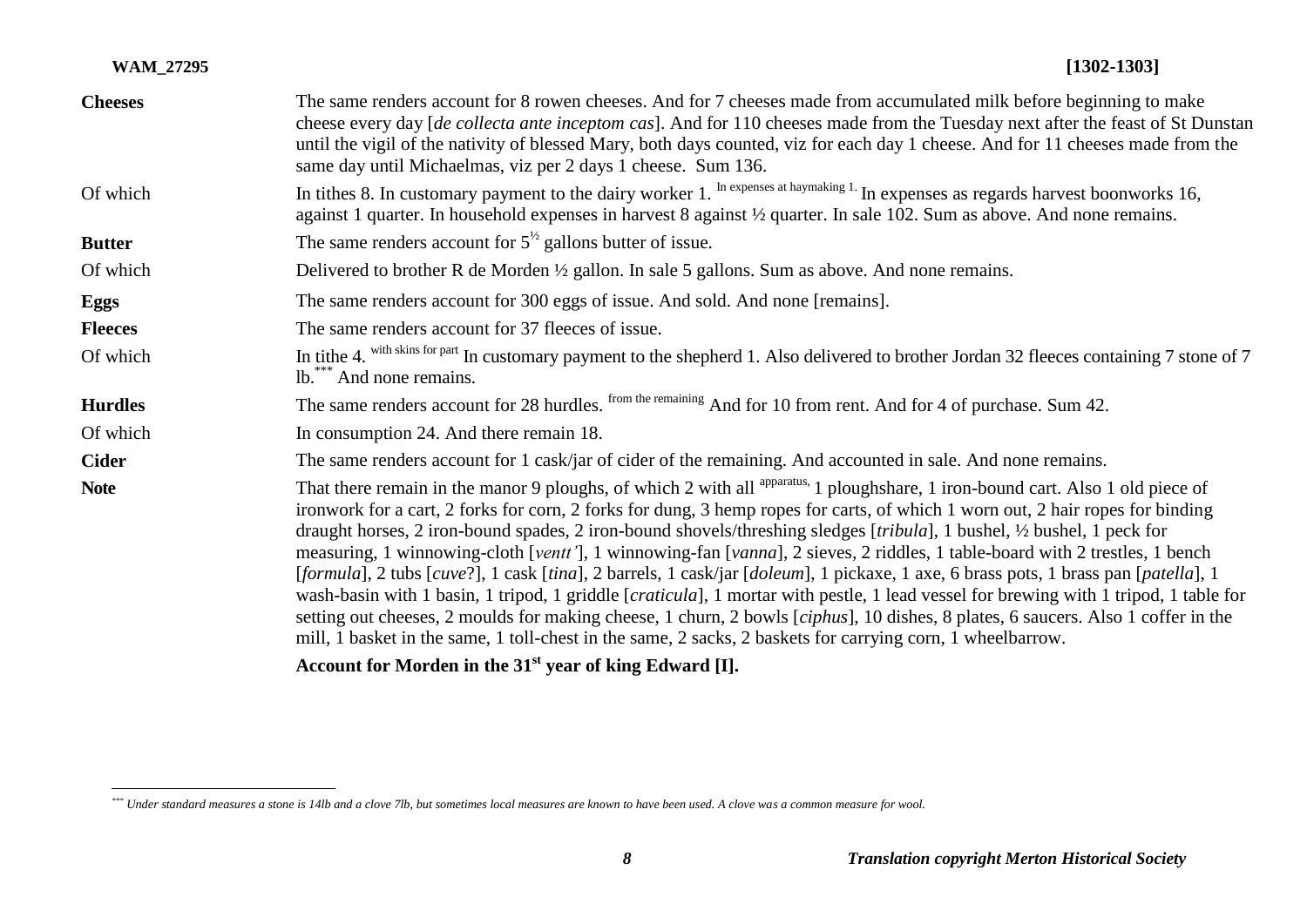| | |
|---|---|
| **Cheeses** | The same renders account for 8 rowen cheeses. And for 7 cheeses made from accumulated milk before beginning to make cheese every day [*de collecta ante inceptom cas*]. And for 110 cheeses made from the Tuesday next after the feast of St Dunstan until the vigil of the nativity of blessed Mary, both days counted, viz for each day 1 cheese. And for 11 cheeses made from the same day until Michaelmas, viz per 2 days 1 cheese. Sum 136. |
| Of which | In tithes 8. In customary payment to the dairy worker 1. In expenses at haymaking 1. In expenses as regards harvest boonworks 16, against 1 quarter. In household expenses in harvest 8 against ½ quarter. In sale 102. Sum as above. And none remains. |
| **Butter** | The same renders account for 5½ gallons butter of issue. |
| Of which | Delivered to brother R de Morden ½ gallon. In sale 5 gallons. Sum as above. And none remains. |
| **Eggs** | The same renders account for 300 eggs of issue. And sold. And none [remains]. |
| **Fleeces** | The same renders account for 37 fleeces of issue. |
| Of which | In tithe 4. with skins for part In customary payment to the shepherd 1. Also delivered to brother Jordan 32 fleeces containing 7 stone of 7 lb.*** And none remains. |
| **Hurdles** | The same renders account for 28 hurdles. from the remaining And for 10 from rent. And for 4 of purchase. Sum 42. |
| Of which | In consumption 24. And there remain 18. |
| **Cider** | The same renders account for 1 cask/jar of cider of the remaining. And accounted in sale. And none remains. |
| **Note** | That there remain in the manor 9 ploughs, of which 2 with all apparatus, 1 ploughshare, 1 iron-bound cart. Also 1 old piece of ironwork for a cart, 2 forks for corn, 2 forks for dung, 3 hemp ropes for carts, of which 1 worn out, 2 hair ropes for binding draught horses, 2 iron-bound spades, 2 iron-bound shovels/threshing sledges [*tribula*], 1 bushel, ½ bushel, 1 peck for measuring, 1 winnowing-cloth [*ventt'*], 1 winnowing-fan [*vanna*], 2 sieves, 2 riddles, 1 table-board with 2 trestles, 1 bench [*formula*], 2 tubs [*cuve*?], 1 cask [*tina*], 2 barrels, 1 cask/jar [*doleum*], 1 pickaxe, 1 axe, 6 brass pots, 1 brass pan [*patella*], 1 wash-basin with 1 basin, 1 tripod, 1 griddle [*craticula*], 1 mortar with pestle, 1 lead vessel for brewing with 1 tripod, 1 table for setting out cheeses, 2 moulds for making cheese, 1 churn, 2 bowls [*ciphus*], 10 dishes, 8 plates, 6 saucers. Also 1 coffer in the mill, 1 basket in the same, 1 toll-chest in the same, 2 sacks, 2 baskets for carrying corn, 1 wheelbarrow. |

**Account for Morden in the 31st year of king Edward [I].**

*** *Under standard measures a stone is 14lb and a clove 7lb, but sometimes local measures are known to have been used. A clove was a common measure for wool.*